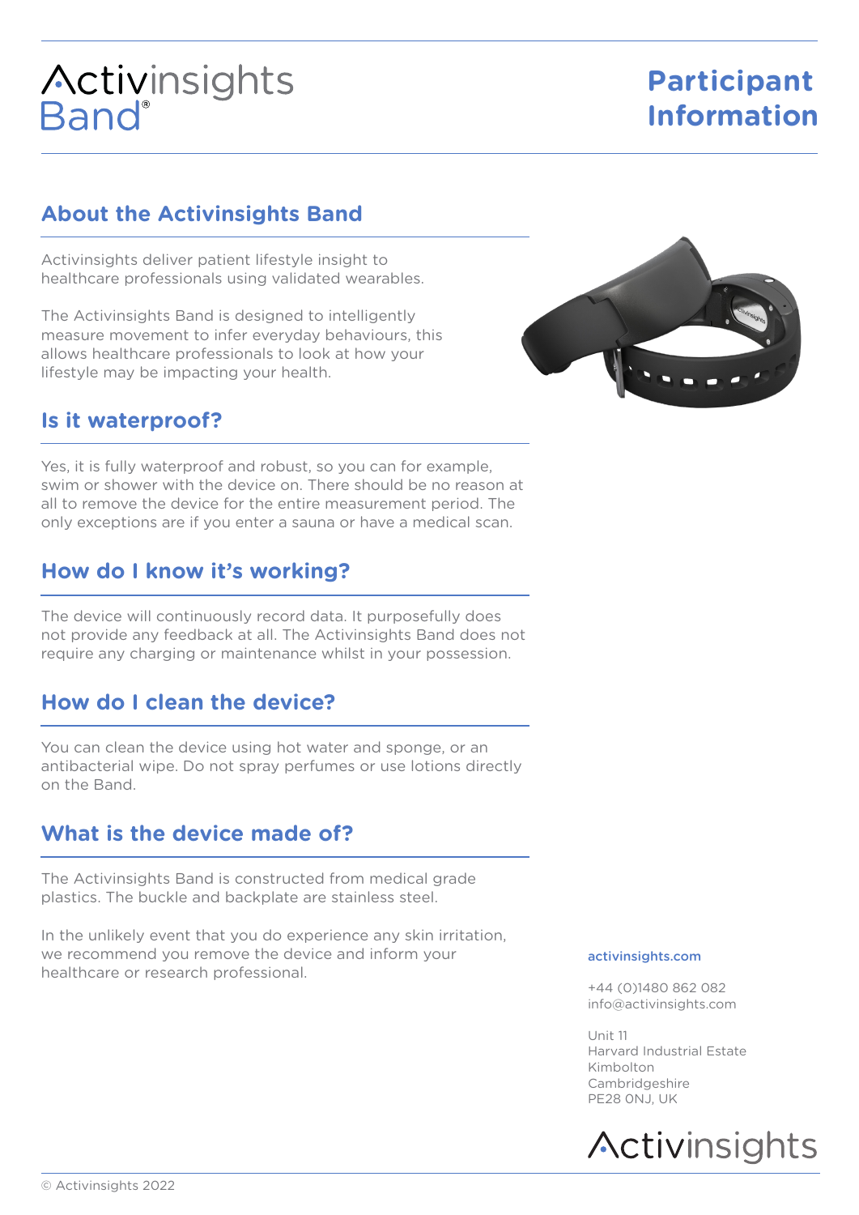# Activinsights Band®

# Participant Information

## About the Activinsights Band

Activinsights deliver patient lifestyle insight to healthcare professionals using validated wearables.

The Activinsights Band is designed to intelligently measure movement to infer everyday behaviours, this allows healthcare professionals to look at how your lifestyle may be impacting your health.

## Is it waterproof?

Yes, it is fully waterproof and robust, so you can for example, swim or shower with the device on. There should be no reason at all to remove the device for the entire measurement period. The only exceptions are if you enter a sauna or have a medical scan.

## How do I know it's working?

The device will continuously record data. It purposefully does not provide any feedback at all. The Activinsights Band does not require any charging or maintenance whilst in your possession.

## How do I clean the device?

You can clean the device using hot water and sponge, or an antibacterial wipe. Do not spray perfumes or use lotions directly on the Band.

## What is the device made of?

The Activinsights Band is constructed from medical grade plastics. The buckle and backplate are stainless steel.

In the unlikely event that you do experience any skin irritation, we recommend you remove the device and inform your healthcare or research professional.

activinsights.com

+44 (0)1480 862 082
info@activinsights.com

Unit 11
Harvard Industrial Estate
Kimbolton
Cambridgeshire
PE28 0NJ, UK

Activinsights

© Activinsights 2022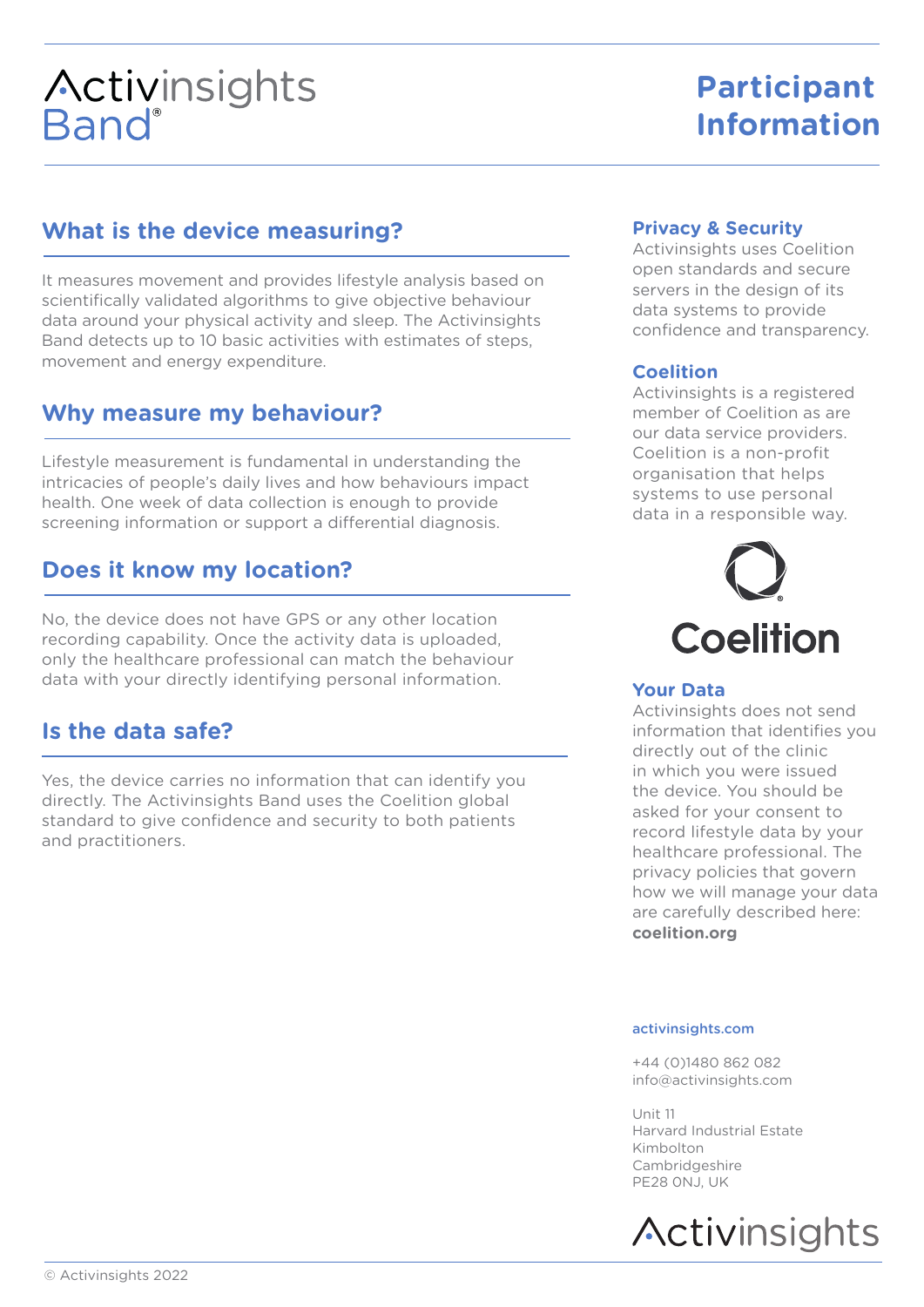# Activinsights Band®

# Participant Information

## What is the device measuring?

It measures movement and provides lifestyle analysis based on scientifically validated algorithms to give objective behaviour data around your physical activity and sleep. The Activinsights Band detects up to 10 basic activities with estimates of steps, movement and energy expenditure.

## Why measure my behaviour?

Lifestyle measurement is fundamental in understanding the intricacies of people's daily lives and how behaviours impact health. One week of data collection is enough to provide screening information or support a differential diagnosis.

## Does it know my location?

No, the device does not have GPS or any other location recording capability. Once the activity data is uploaded, only the healthcare professional can match the behaviour data with your directly identifying personal information.

## Is the data safe?

Yes, the device carries no information that can identify you directly. The Activinsights Band uses the Coelition global standard to give confidence and security to both patients and practitioners.

### Privacy & Security

Activinsights uses Coelition open standards and secure servers in the design of its data systems to provide confidence and transparency.

### Coelition

Activinsights is a registered member of Coelition as are our data service providers. Coelition is a non-profit organisation that helps systems to use personal data in a responsible way.

Coelition

### Your Data

Activinsights does not send information that identifies you directly out of the clinic in which you were issued the device. You should be asked for your consent to record lifestyle data by your healthcare professional. The privacy policies that govern how we will manage your data are carefully described here: **coelition.org**

activinsights.com

+44 (0)1480 862 082
info@activinsights.com

Unit 11
Harvard Industrial Estate
Kimbolton
Cambridgeshire
PE28 0NJ, UK

Activinsights

© Activinsights 2022